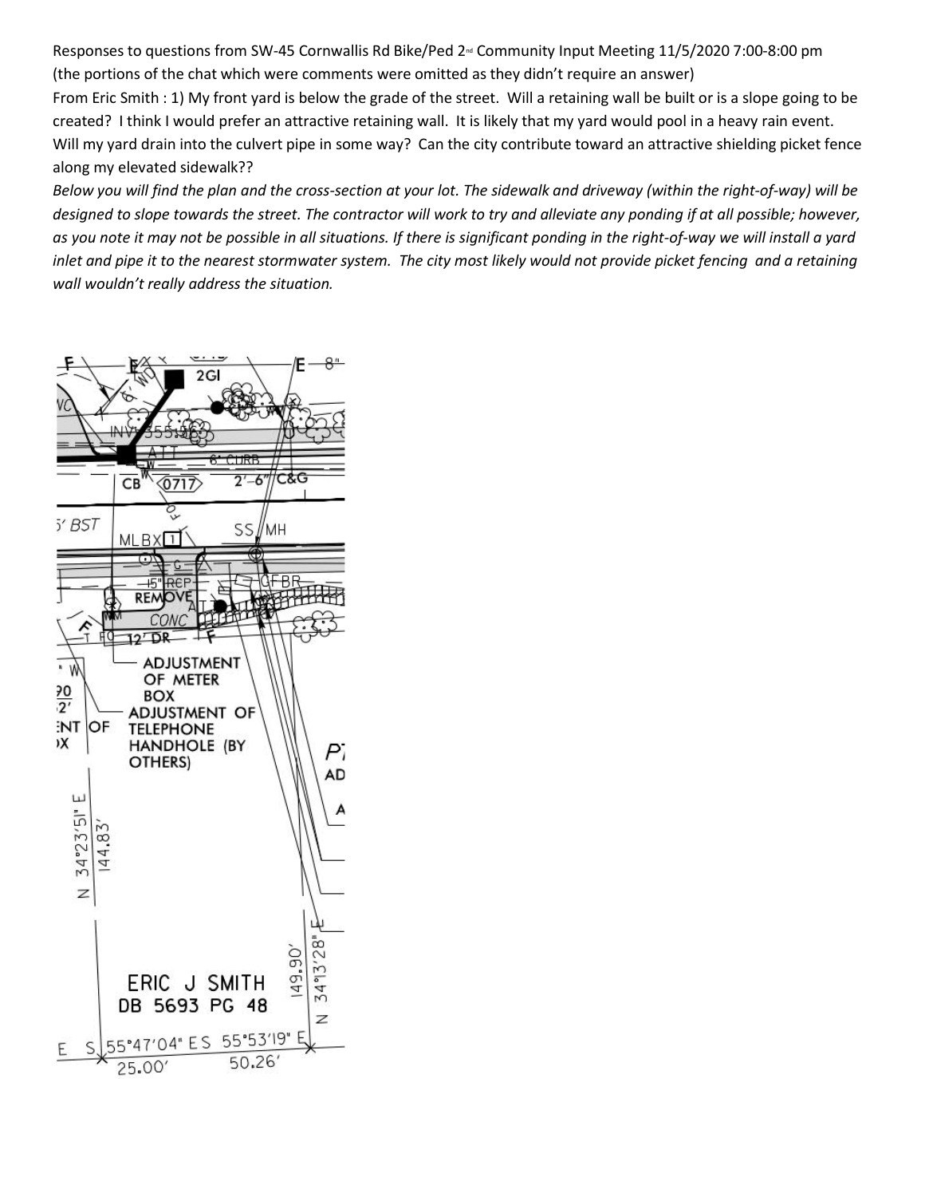Responses to questions from SW-45 Cornwallis Rd Bike/Ped 2nd Community Input Meeting 11/5/2020 7:00-8:00 pm (the portions of the chat which were comments were omitted as they didn't require an answer)

From Eric Smith : 1) My front yard is below the grade of the street. Will a retaining wall be built or is a slope going to be created? I think I would prefer an attractive retaining wall. It is likely that my yard would pool in a heavy rain event. Will my yard drain into the culvert pipe in some way? Can the city contribute toward an attractive shielding picket fence along my elevated sidewalk??

*Below you will find the plan and the cross-section at your lot. The sidewalk and driveway (within the right-of-way) will be designed to slope towards the street. The contractor will work to try and alleviate any ponding if at all possible; however, as you note it may not be possible in all situations. If there is significant ponding in the right-of-way we will install a yard inlet and pipe it to the nearest stormwater system. The city most likely would not provide picket fencing and a retaining wall wouldn't really address the situation.*

2GI

INV 355.56

6" CURB

CB 0717 2'-6" C&G

5' BST

MLBX 1

SS MH

15" RCP

REMOVE CONC

12' DR

GFBR

ADJUSTMENT OF METER BOX

ADJUSTMENT OF TELEPHONE HANDHOLE (BY OTHERS)

N 34°23'51" E 144.83'

ERIC J SMITH DB 5693 PG 48

149.90' N 34°13'28" E

S 55°47'04" E 25.00'

S 55°53'19" E 50.26'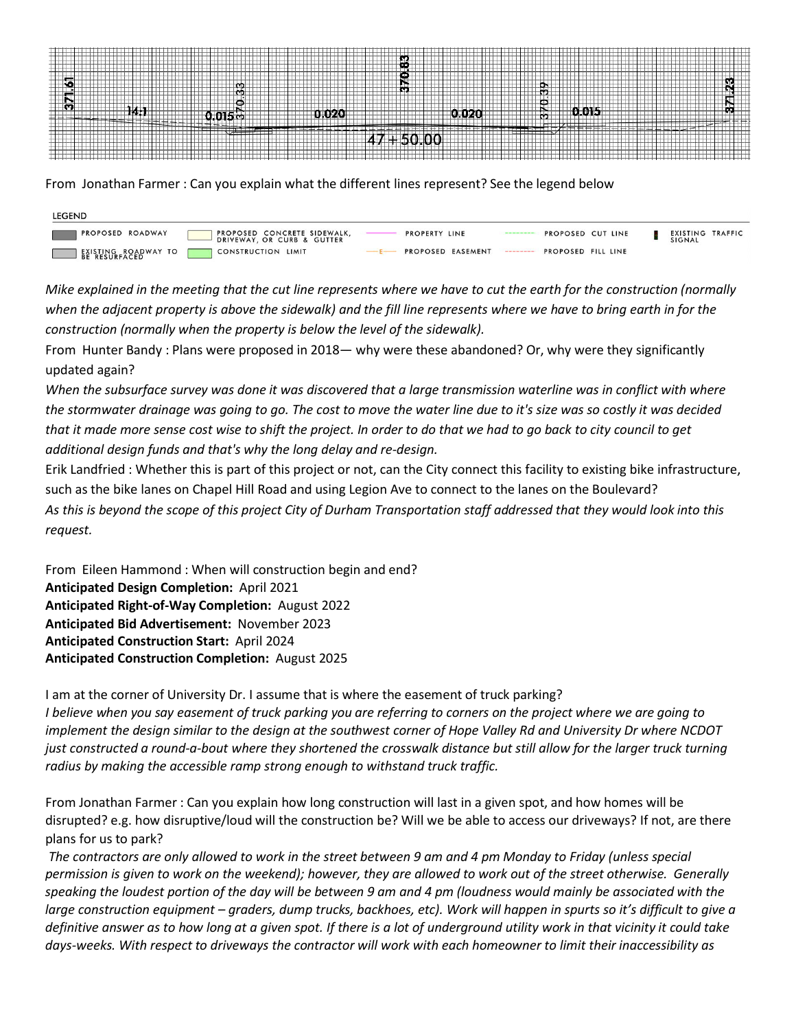From Jonathan Farmer : Can you explain what the different lines represent? See the legend below

**LEGEND**

| | | |
|---|---|---|
| PROPOSED ROADWAY | PROPOSED CONCRETE SIDEWALK, DRIVEWAY, OR CURB & GUTTER | PROPERTY LINE |
| EXISTING ROADWAY TO BE RESURFACED | CONSTRUCTION LIMIT | PROPOSED EASEMENT |
| PROPOSED CUT LINE | PROPOSED FILL LINE | EXISTING TRAFFIC SIGNAL |

*Mike explained in the meeting that the cut line represents where we have to cut the earth for the construction (normally when the adjacent property is above the sidewalk) and the fill line represents where we have to bring earth in for the construction (normally when the property is below the level of the sidewalk).*

From Hunter Bandy : Plans were proposed in 2018— why were these abandoned? Or, why were they significantly updated again?

*When the subsurface survey was done it was discovered that a large transmission waterline was in conflict with where the stormwater drainage was going to go. The cost to move the water line due to it's size was so costly it was decided that it made more sense cost wise to shift the project. In order to do that we had to go back to city council to get additional design funds and that's why the long delay and re-design.*

Erik Landfried : Whether this is part of this project or not, can the City connect this facility to existing bike infrastructure, such as the bike lanes on Chapel Hill Road and using Legion Ave to connect to the lanes on the Boulevard?

*As this is beyond the scope of this project City of Durham Transportation staff addressed that they would look into this request.*

From Eileen Hammond : When will construction begin and end?

**Anticipated Design Completion:** April 2021
**Anticipated Right-of-Way Completion:** August 2022
**Anticipated Bid Advertisement:** November 2023
**Anticipated Construction Start:** April 2024
**Anticipated Construction Completion:** August 2025

I am at the corner of University Dr. I assume that is where the easement of truck parking?

*I believe when you say easement of truck parking you are referring to corners on the project where we are going to implement the design similar to the design at the southwest corner of Hope Valley Rd and University Dr where NCDOT just constructed a round-a-bout where they shortened the crosswalk distance but still allow for the larger truck turning radius by making the accessible ramp strong enough to withstand truck traffic.*

From Jonathan Farmer : Can you explain how long construction will last in a given spot, and how homes will be disrupted? e.g. how disruptive/loud will the construction be? Will we be able to access our driveways? If not, are there plans for us to park?

*The contractors are only allowed to work in the street between 9 am and 4 pm Monday to Friday (unless special permission is given to work on the weekend); however, they are allowed to work out of the street otherwise. Generally speaking the loudest portion of the day will be between 9 am and 4 pm (loudness would mainly be associated with the large construction equipment – graders, dump trucks, backhoes, etc). Work will happen in spurts so it's difficult to give a definitive answer as to how long at a given spot. If there is a lot of underground utility work in that vicinity it could take days-weeks. With respect to driveways the contractor will work with each homeowner to limit their inaccessibility as*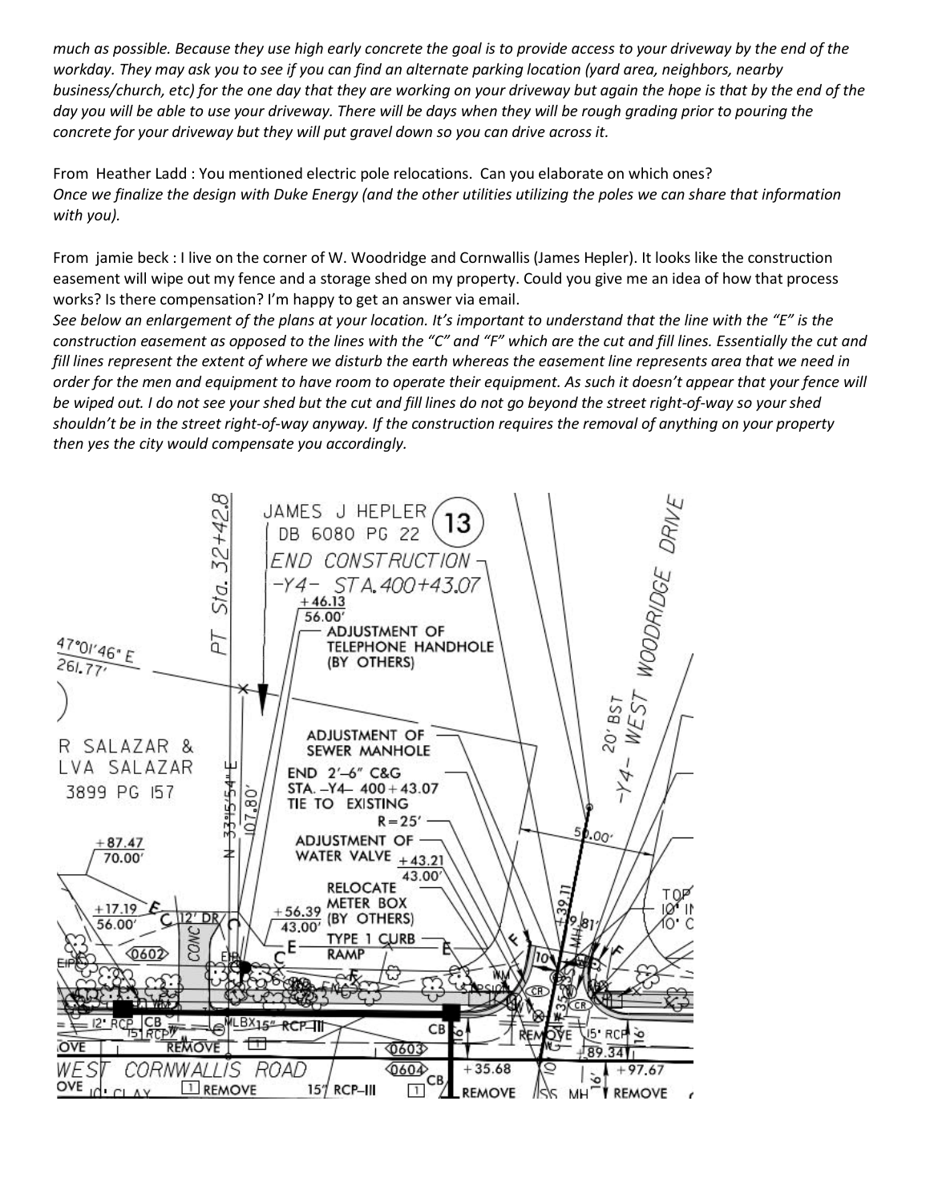*much as possible. Because they use high early concrete the goal is to provide access to your driveway by the end of the workday. They may ask you to see if you can find an alternate parking location (yard area, neighbors, nearby business/church, etc) for the one day that they are working on your driveway but again the hope is that by the end of the day you will be able to use your driveway. There will be days when they will be rough grading prior to pouring the concrete for your driveway but they will put gravel down so you can drive across it.*

From Heather Ladd : You mentioned electric pole relocations. Can you elaborate on which ones?
*Once we finalize the design with Duke Energy (and the other utilities utilizing the poles we can share that information with you).*

From jamie beck : I live on the corner of W. Woodridge and Cornwallis (James Hepler). It looks like the construction easement will wipe out my fence and a storage shed on my property. Could you give me an idea of how that process works? Is there compensation? I'm happy to get an answer via email.
*See below an enlargement of the plans at your location. It's important to understand that the line with the "E" is the construction easement as opposed to the lines with the "C" and "F" which are the cut and fill lines. Essentially the cut and fill lines represent the extent of where we disturb the earth whereas the easement line represents area that we need in order for the men and equipment to have room to operate their equipment. As such it doesn't appear that your fence will be wiped out. I do not see your shed but the cut and fill lines do not go beyond the street right-of-way so your shed shouldn't be in the street right-of-way anyway. If the construction requires the removal of anything on your property then yes the city would compensate you accordingly.*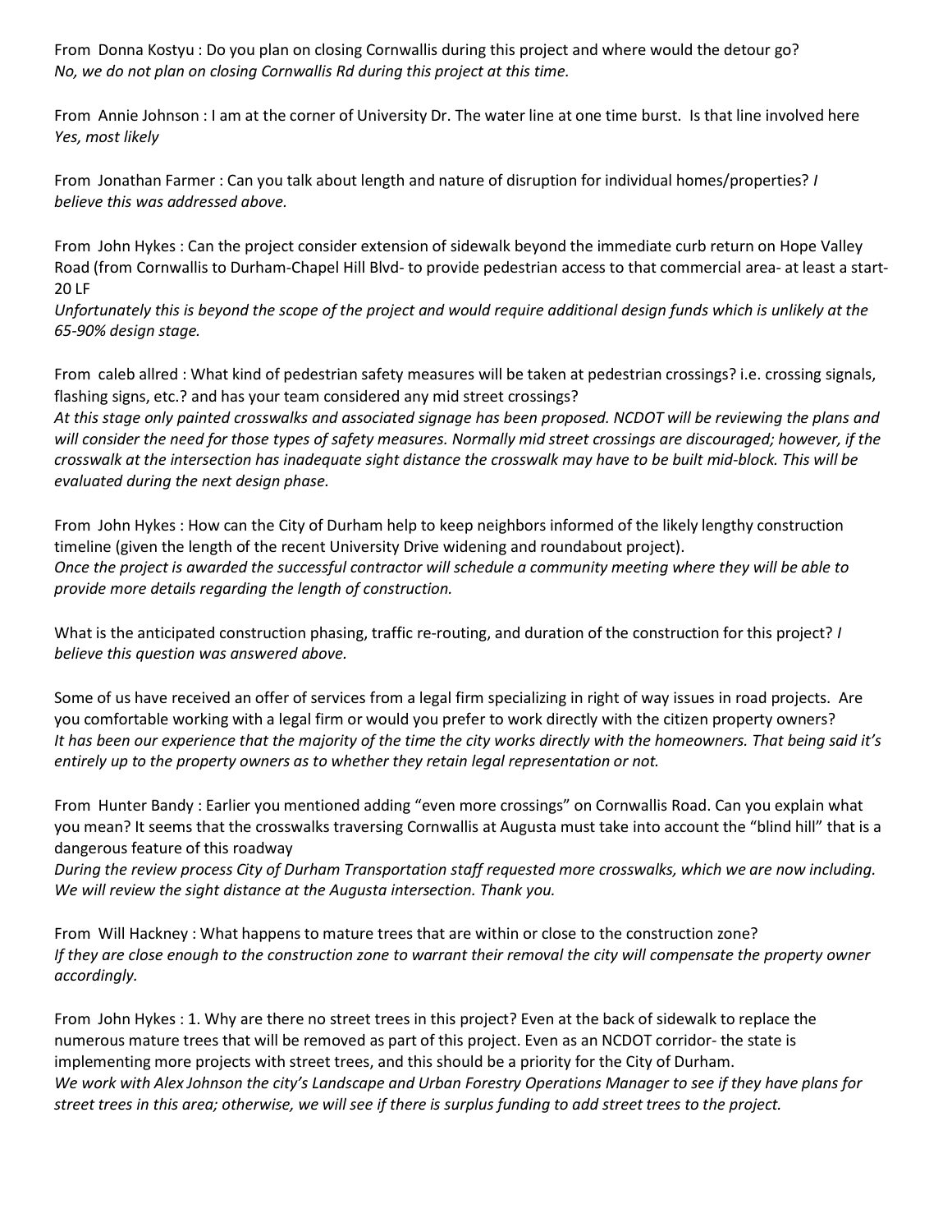From Donna Kostyu : Do you plan on closing Cornwallis during this project and where would the detour go?
*No, we do not plan on closing Cornwallis Rd during this project at this time.*

From Annie Johnson : I am at the corner of University Dr. The water line at one time burst. Is that line involved here
*Yes, most likely*

From Jonathan Farmer : Can you talk about length and nature of disruption for individual homes/properties? *I believe this was addressed above.*

From John Hykes : Can the project consider extension of sidewalk beyond the immediate curb return on Hope Valley Road (from Cornwallis to Durham-Chapel Hill Blvd- to provide pedestrian access to that commercial area- at least a start- 20 LF
*Unfortunately this is beyond the scope of the project and would require additional design funds which is unlikely at the 65-90% design stage.*

From caleb allred : What kind of pedestrian safety measures will be taken at pedestrian crossings? i.e. crossing signals, flashing signs, etc.? and has your team considered any mid street crossings?
*At this stage only painted crosswalks and associated signage has been proposed. NCDOT will be reviewing the plans and will consider the need for those types of safety measures. Normally mid street crossings are discouraged; however, if the crosswalk at the intersection has inadequate sight distance the crosswalk may have to be built mid-block. This will be evaluated during the next design phase.*

From John Hykes : How can the City of Durham help to keep neighbors informed of the likely lengthy construction timeline (given the length of the recent University Drive widening and roundabout project).
*Once the project is awarded the successful contractor will schedule a community meeting where they will be able to provide more details regarding the length of construction.*

What is the anticipated construction phasing, traffic re-routing, and duration of the construction for this project? *I believe this question was answered above.*

Some of us have received an offer of services from a legal firm specializing in right of way issues in road projects. Are you comfortable working with a legal firm or would you prefer to work directly with the citizen property owners?
*It has been our experience that the majority of the time the city works directly with the homeowners. That being said it's entirely up to the property owners as to whether they retain legal representation or not.*

From Hunter Bandy : Earlier you mentioned adding "even more crossings" on Cornwallis Road. Can you explain what you mean? It seems that the crosswalks traversing Cornwallis at Augusta must take into account the "blind hill" that is a dangerous feature of this roadway
*During the review process City of Durham Transportation staff requested more crosswalks, which we are now including. We will review the sight distance at the Augusta intersection. Thank you.*

From Will Hackney : What happens to mature trees that are within or close to the construction zone?
*If they are close enough to the construction zone to warrant their removal the city will compensate the property owner accordingly.*

From John Hykes : 1. Why are there no street trees in this project? Even at the back of sidewalk to replace the numerous mature trees that will be removed as part of this project. Even as an NCDOT corridor- the state is implementing more projects with street trees, and this should be a priority for the City of Durham.
*We work with Alex Johnson the city's Landscape and Urban Forestry Operations Manager to see if they have plans for street trees in this area; otherwise, we will see if there is surplus funding to add street trees to the project.*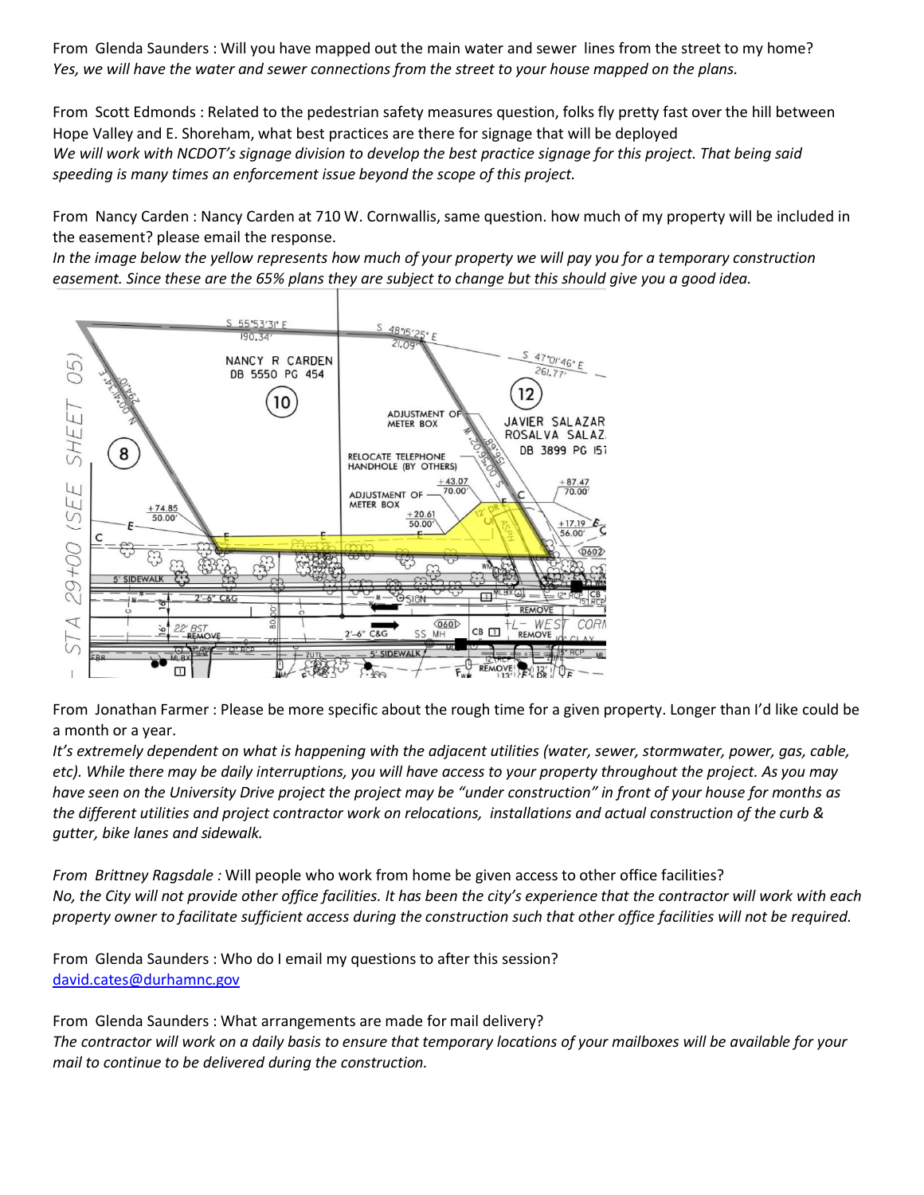From Glenda Saunders : Will you have mapped out the main water and sewer lines from the street to my home?
*Yes, we will have the water and sewer connections from the street to your house mapped on the plans.*

From Scott Edmonds : Related to the pedestrian safety measures question, folks fly pretty fast over the hill between Hope Valley and E. Shoreham, what best practices are there for signage that will be deployed
*We will work with NCDOT's signage division to develop the best practice signage for this project. That being said speeding is many times an enforcement issue beyond the scope of this project.*

From Nancy Carden : Nancy Carden at 710 W. Cornwallis, same question. how much of my property will be included in the easement? please email the response.
*In the image below the yellow represents how much of your property we will pay you for a temporary construction easement. Since these are the 65% plans they are subject to change but this should give you a good idea.*

From Jonathan Farmer : Please be more specific about the rough time for a given property. Longer than I'd like could be a month or a year.
*It's extremely dependent on what is happening with the adjacent utilities (water, sewer, stormwater, power, gas, cable, etc). While there may be daily interruptions, you will have access to your property throughout the project. As you may have seen on the University Drive project the project may be "under construction" in front of your house for months as the different utilities and project contractor work on relocations, installations and actual construction of the curb & gutter, bike lanes and sidewalk.*

*From Brittney Ragsdale :* Will people who work from home be given access to other office facilities?
*No, the City will not provide other office facilities. It has been the city's experience that the contractor will work with each property owner to facilitate sufficient access during the construction such that other office facilities will not be required.*

From Glenda Saunders : Who do I email my questions to after this session?
david.cates@durhamnc.gov

From Glenda Saunders : What arrangements are made for mail delivery?
*The contractor will work on a daily basis to ensure that temporary locations of your mailboxes will be available for your mail to continue to be delivered during the construction.*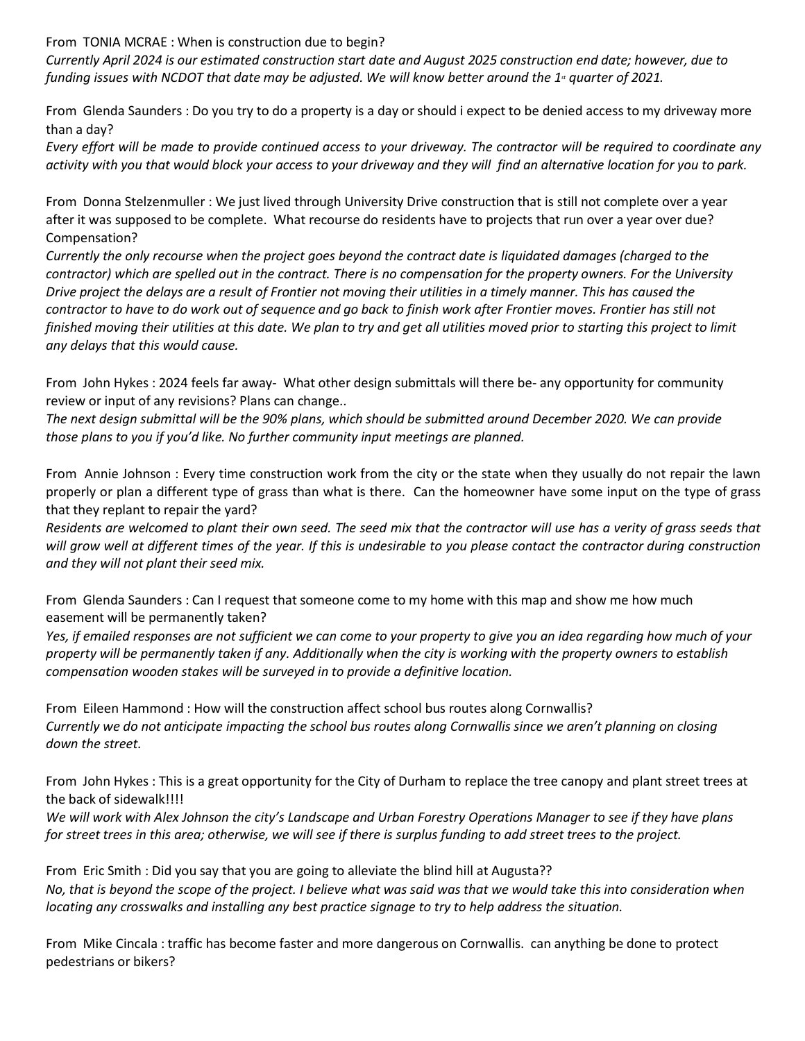From TONIA MCRAE : When is construction due to begin?

*Currently April 2024 is our estimated construction start date and August 2025 construction end date; however, due to funding issues with NCDOT that date may be adjusted. We will know better around the 1st quarter of 2021.*

From Glenda Saunders : Do you try to do a property is a day or should i expect to be denied access to my driveway more than a day?

*Every effort will be made to provide continued access to your driveway. The contractor will be required to coordinate any activity with you that would block your access to your driveway and they will find an alternative location for you to park.*

From Donna Stelzenmuller : We just lived through University Drive construction that is still not complete over a year after it was supposed to be complete. What recourse do residents have to projects that run over a year over due? Compensation?

*Currently the only recourse when the project goes beyond the contract date is liquidated damages (charged to the contractor) which are spelled out in the contract. There is no compensation for the property owners. For the University Drive project the delays are a result of Frontier not moving their utilities in a timely manner. This has caused the contractor to have to do work out of sequence and go back to finish work after Frontier moves. Frontier has still not finished moving their utilities at this date. We plan to try and get all utilities moved prior to starting this project to limit any delays that this would cause.*

From John Hykes : 2024 feels far away- What other design submittals will there be- any opportunity for community review or input of any revisions? Plans can change..

*The next design submittal will be the 90% plans, which should be submitted around December 2020. We can provide those plans to you if you'd like. No further community input meetings are planned.*

From Annie Johnson : Every time construction work from the city or the state when they usually do not repair the lawn properly or plan a different type of grass than what is there. Can the homeowner have some input on the type of grass that they replant to repair the yard?

*Residents are welcomed to plant their own seed. The seed mix that the contractor will use has a verity of grass seeds that will grow well at different times of the year. If this is undesirable to you please contact the contractor during construction and they will not plant their seed mix.*

From Glenda Saunders : Can I request that someone come to my home with this map and show me how much easement will be permanently taken?

*Yes, if emailed responses are not sufficient we can come to your property to give you an idea regarding how much of your property will be permanently taken if any. Additionally when the city is working with the property owners to establish compensation wooden stakes will be surveyed in to provide a definitive location.*

From Eileen Hammond : How will the construction affect school bus routes along Cornwallis?

*Currently we do not anticipate impacting the school bus routes along Cornwallis since we aren't planning on closing down the street.*

From John Hykes : This is a great opportunity for the City of Durham to replace the tree canopy and plant street trees at the back of sidewalk!!!!

*We will work with Alex Johnson the city's Landscape and Urban Forestry Operations Manager to see if they have plans for street trees in this area; otherwise, we will see if there is surplus funding to add street trees to the project.*

From Eric Smith : Did you say that you are going to alleviate the blind hill at Augusta??

*No, that is beyond the scope of the project. I believe what was said was that we would take this into consideration when locating any crosswalks and installing any best practice signage to try to help address the situation.*

From Mike Cincala : traffic has become faster and more dangerous on Cornwallis. can anything be done to protect pedestrians or bikers?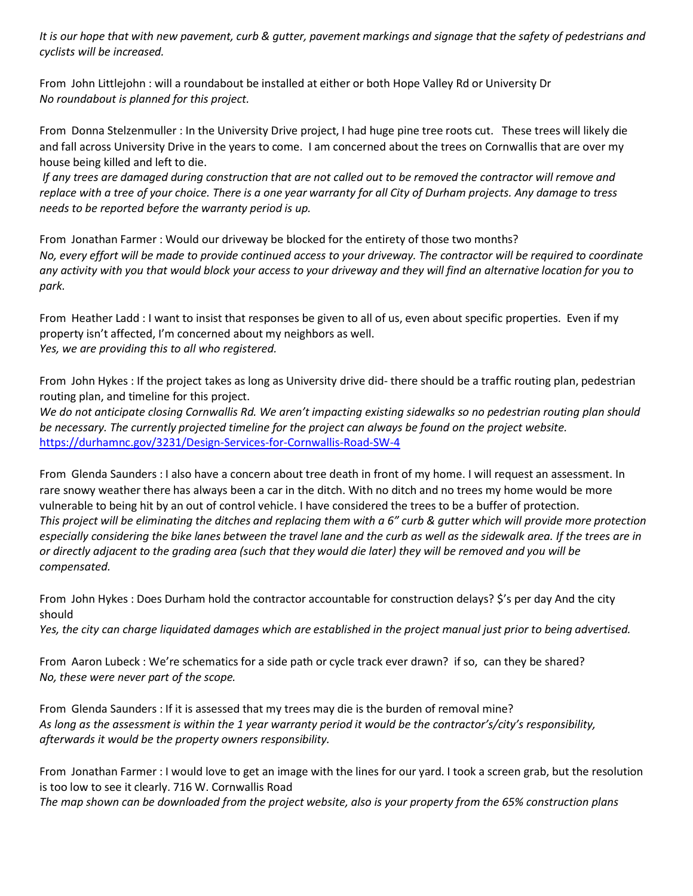*It is our hope that with new pavement, curb & gutter, pavement markings and signage that the safety of pedestrians and cyclists will be increased.*

From John Littlejohn : will a roundabout be installed at either or both Hope Valley Rd or University Dr
*No roundabout is planned for this project.*

From Donna Stelzenmuller : In the University Drive project, I had huge pine tree roots cut. These trees will likely die and fall across University Drive in the years to come. I am concerned about the trees on Cornwallis that are over my house being killed and left to die.
*If any trees are damaged during construction that are not called out to be removed the contractor will remove and replace with a tree of your choice. There is a one year warranty for all City of Durham projects. Any damage to tress needs to be reported before the warranty period is up.*

From Jonathan Farmer : Would our driveway be blocked for the entirety of those two months?
*No, every effort will be made to provide continued access to your driveway. The contractor will be required to coordinate any activity with you that would block your access to your driveway and they will find an alternative location for you to park.*

From Heather Ladd : I want to insist that responses be given to all of us, even about specific properties. Even if my property isn't affected, I'm concerned about my neighbors as well.
*Yes, we are providing this to all who registered.*

From John Hykes : If the project takes as long as University drive did- there should be a traffic routing plan, pedestrian routing plan, and timeline for this project.
*We do not anticipate closing Cornwallis Rd. We aren't impacting existing sidewalks so no pedestrian routing plan should be necessary. The currently projected timeline for the project can always be found on the project website.* https://durhamnc.gov/3231/Design-Services-for-Cornwallis-Road-SW-4

From Glenda Saunders : I also have a concern about tree death in front of my home. I will request an assessment. In rare snowy weather there has always been a car in the ditch. With no ditch and no trees my home would be more vulnerable to being hit by an out of control vehicle. I have considered the trees to be a buffer of protection.
*This project will be eliminating the ditches and replacing them with a 6" curb & gutter which will provide more protection especially considering the bike lanes between the travel lane and the curb as well as the sidewalk area. If the trees are in or directly adjacent to the grading area (such that they would die later) they will be removed and you will be compensated.*

From John Hykes : Does Durham hold the contractor accountable for construction delays? $'s per day And the city should
*Yes, the city can charge liquidated damages which are established in the project manual just prior to being advertised.*

From Aaron Lubeck : We're schematics for a side path or cycle track ever drawn? if so, can they be shared?
*No, these were never part of the scope.*

From Glenda Saunders : If it is assessed that my trees may die is the burden of removal mine?
*As long as the assessment is within the 1 year warranty period it would be the contractor's/city's responsibility, afterwards it would be the property owners responsibility.*

From Jonathan Farmer : I would love to get an image with the lines for our yard. I took a screen grab, but the resolution is too low to see it clearly. 716 W. Cornwallis Road
*The map shown can be downloaded from the project website, also is your property from the 65% construction plans*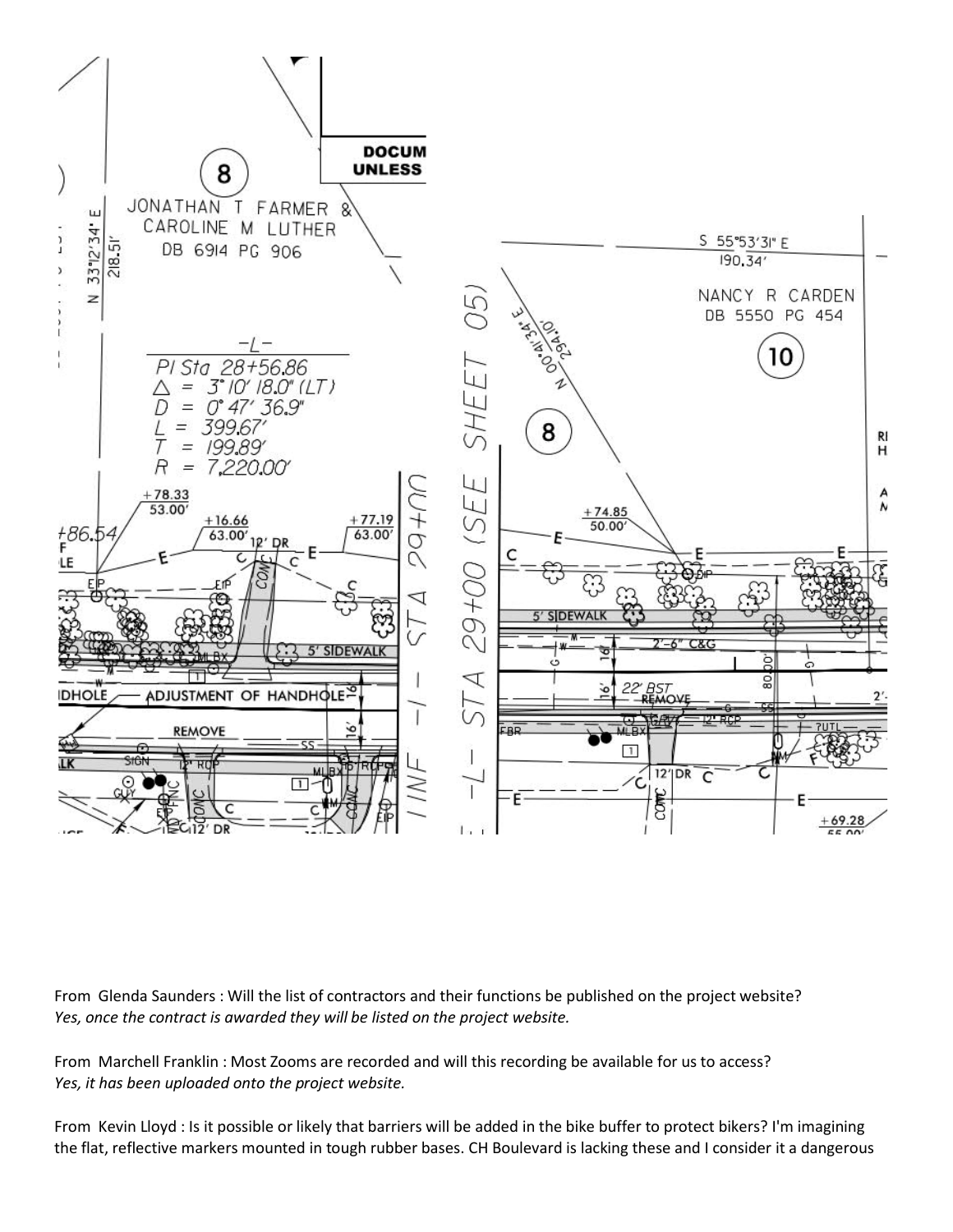From Glenda Saunders : Will the list of contractors and their functions be published on the project website?
*Yes, once the contract is awarded they will be listed on the project website.*

From Marchell Franklin : Most Zooms are recorded and will this recording be available for us to access?
*Yes, it has been uploaded onto the project website.*

From Kevin Lloyd : Is it possible or likely that barriers will be added in the bike buffer to protect bikers? I'm imagining the flat, reflective markers mounted in tough rubber bases. CH Boulevard is lacking these and I consider it a dangerous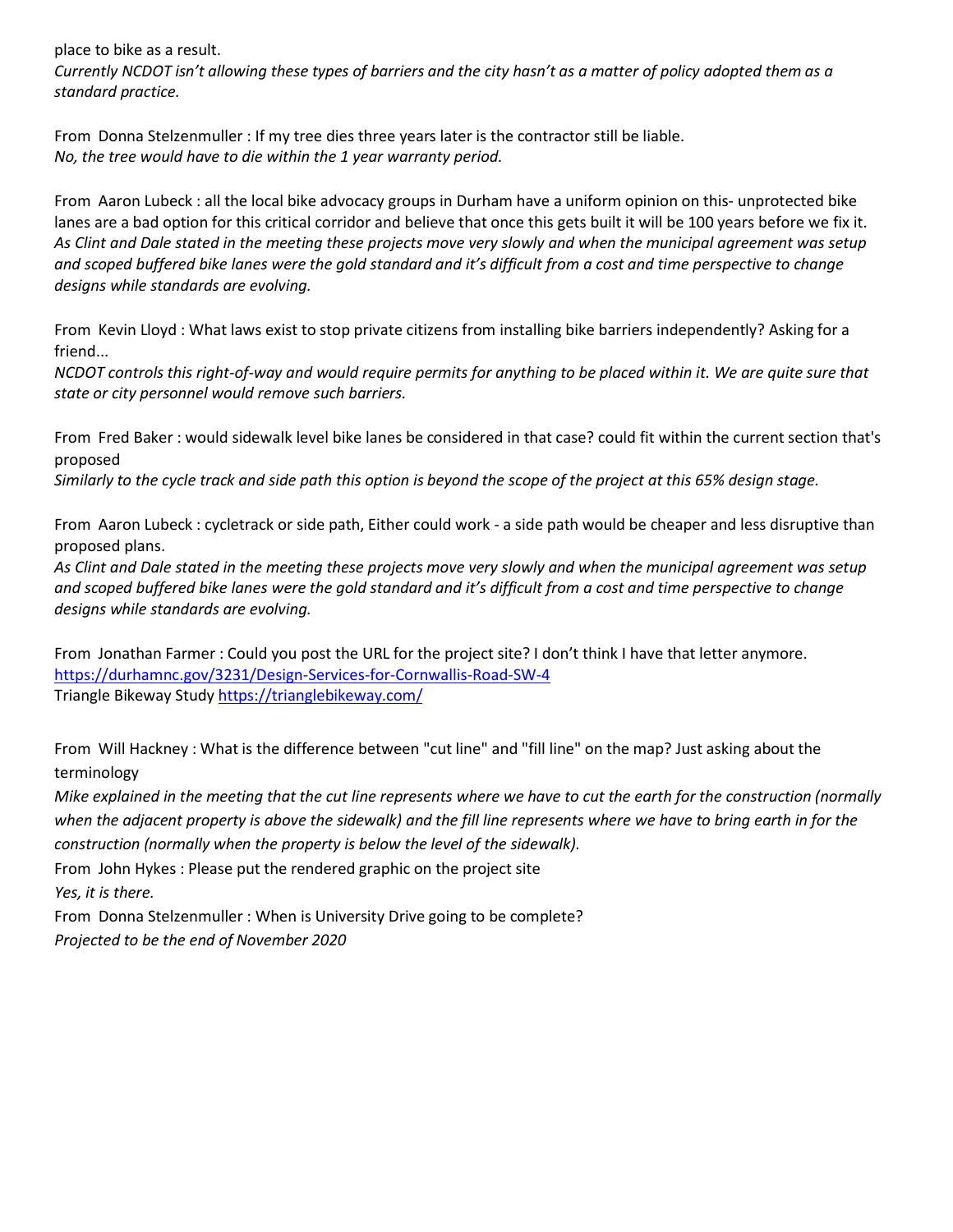place to bike as a result.
*Currently NCDOT isn't allowing these types of barriers and the city hasn't as a matter of policy adopted them as a standard practice.*

From Donna Stelzenmuller : If my tree dies three years later is the contractor still be liable.
*No, the tree would have to die within the 1 year warranty period.*

From Aaron Lubeck : all the local bike advocacy groups in Durham have a uniform opinion on this- unprotected bike lanes are a bad option for this critical corridor and believe that once this gets built it will be 100 years before we fix it.
*As Clint and Dale stated in the meeting these projects move very slowly and when the municipal agreement was setup and scoped buffered bike lanes were the gold standard and it's difficult from a cost and time perspective to change designs while standards are evolving.*

From Kevin Lloyd : What laws exist to stop private citizens from installing bike barriers independently? Asking for a friend...
*NCDOT controls this right-of-way and would require permits for anything to be placed within it. We are quite sure that state or city personnel would remove such barriers.*

From Fred Baker : would sidewalk level bike lanes be considered in that case? could fit within the current section that's proposed
*Similarly to the cycle track and side path this option is beyond the scope of the project at this 65% design stage.*

From Aaron Lubeck : cycletrack or side path, Either could work - a side path would be cheaper and less disruptive than proposed plans.
*As Clint and Dale stated in the meeting these projects move very slowly and when the municipal agreement was setup and scoped buffered bike lanes were the gold standard and it's difficult from a cost and time perspective to change designs while standards are evolving.*

From Jonathan Farmer : Could you post the URL for the project site? I don't think I have that letter anymore.
https://durhamnc.gov/3231/Design-Services-for-Cornwallis-Road-SW-4
Triangle Bikeway Study https://trianglebikeway.com/

From Will Hackney : What is the difference between "cut line" and "fill line" on the map? Just asking about the terminology
*Mike explained in the meeting that the cut line represents where we have to cut the earth for the construction (normally when the adjacent property is above the sidewalk) and the fill line represents where we have to bring earth in for the construction (normally when the property is below the level of the sidewalk).*

From John Hykes : Please put the rendered graphic on the project site
*Yes, it is there.*

From Donna Stelzenmuller : When is University Drive going to be complete?
*Projected to be the end of November 2020*